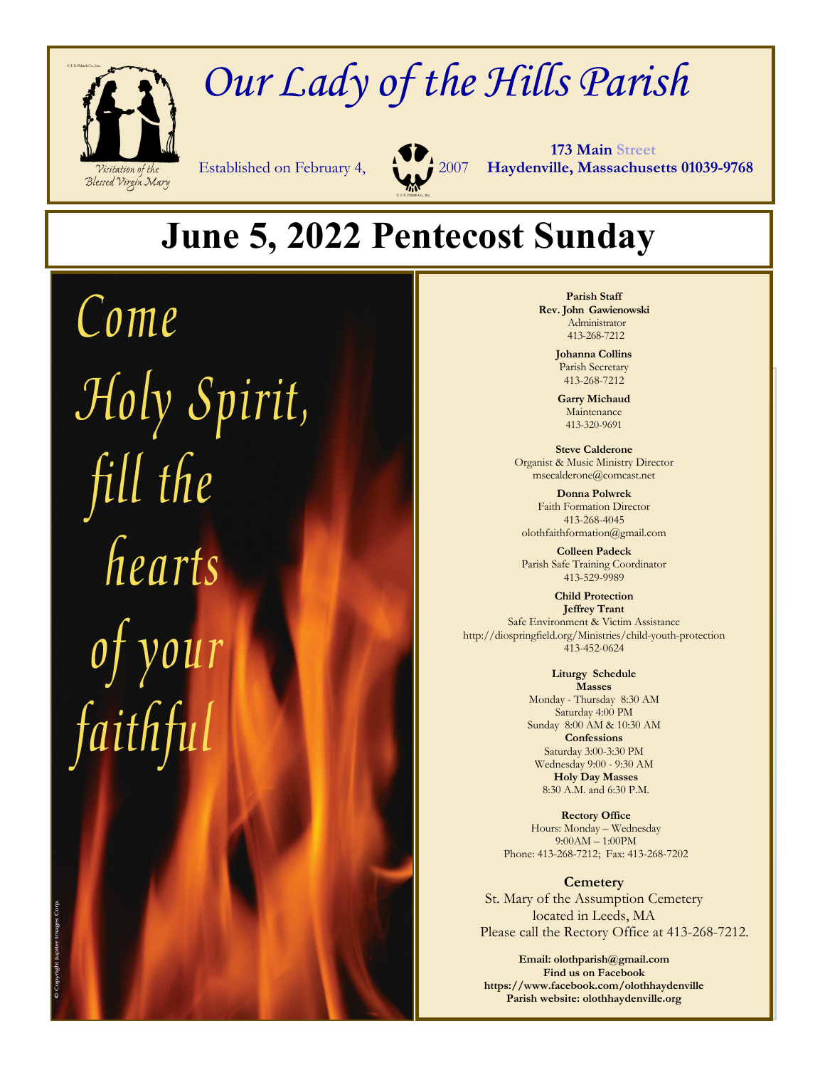# Our Lady of the Hills Parish

Visitation of the Blessed Virgin Mary

Established on February 4, 2007

**173 Main Street**
**Haydenville, Massachusetts 01039-9768**

## June 5, 2022 Pentecost Sunday

*Come Holy Spirit, fill the hearts of your faithful*

**Parish Staff**

**Rev. John Gawienowski**
Administrator
413-268-7212

**Johanna Collins**
Parish Secretary
413-268-7212

**Garry Michaud**
Maintenance
413-320-9691

**Steve Calderone**
Organist & Music Ministry Director
msecalderone@comcast.net

**Donna Polwrek**
Faith Formation Director
413-268-4045
olothfaithformation@gmail.com

**Colleen Padeck**
Parish Safe Training Coordinator
413-529-9989

**Child Protection**
**Jeffrey Trant**
Safe Environment & Victim Assistance
http://diospringfield.org/Ministries/child-youth-protection
413-452-0624

**Liturgy Schedule**

**Masses**
Monday - Thursday 8:30 AM
Saturday 4:00 PM
Sunday 8:00 AM & 10:30 AM

**Confessions**
Saturday 3:00-3:30 PM
Wednesday 9:00 - 9:30 AM

**Holy Day Masses**
8:30 A.M. and 6:30 P.M.

**Rectory Office**
Hours: Monday – Wednesday
9:00AM – 1:00PM
Phone: 413-268-7212; Fax: 413-268-7202

**Cemetery**
St. Mary of the Assumption Cemetery located in Leeds, MA
Please call the Rectory Office at 413-268-7212.

**Email: olothparish@gmail.com**
**Find us on Facebook**
**https://www.facebook.com/olothhaydenville**
**Parish website: olothhaydenville.org**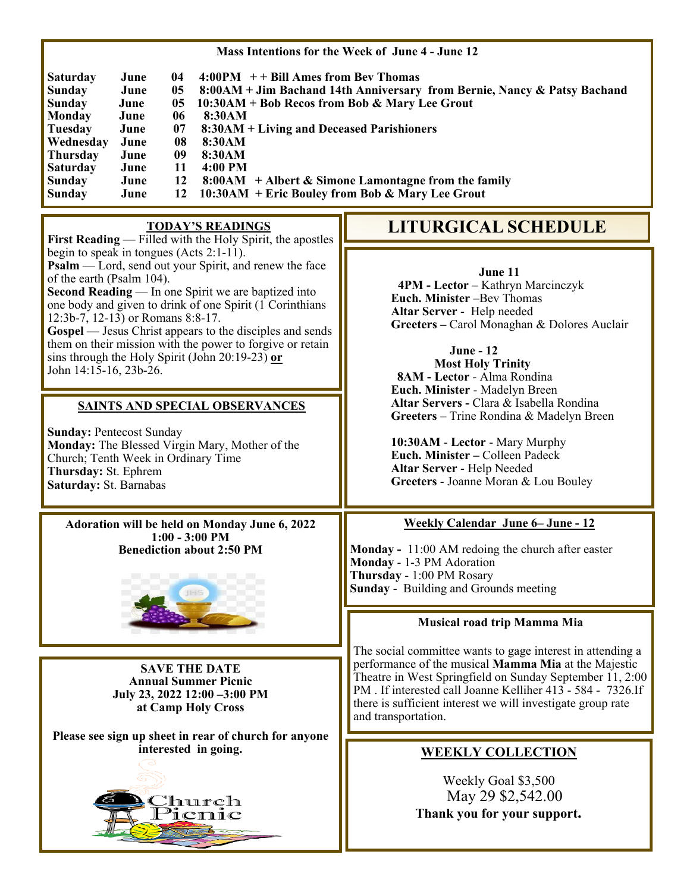## Mass Intentions for the Week of June 4 - June 12

| | | | |
|---|---|---|---|
| **Saturday** | **June** | **04** | **4:00PM + + Bill Ames from Bev Thomas** |
| **Sunday** | **June** | **05** | **8:00AM + Jim Bachand 14th Anniversary from Bernie, Nancy & Patsy Bachand** |
| **Sunday** | **June** | **05** | **10:30AM + Bob Recos from Bob & Mary Lee Grout** |
| **Monday** | **June** | **06** | **8:30AM** |
| **Tuesday** | **June** | **07** | **8:30AM + Living and Deceased Parishioners** |
| **Wednesday** | **June** | **08** | **8:30AM** |
| **Thursday** | **June** | **09** | **8:30AM** |
| **Saturday** | **June** | **11** | **4:00 PM** |
| **Sunday** | **June** | **12** | **8:00AM + Albert & Simone Lamontagne from the family** |
| **Sunday** | **June** | **12** | **10:30AM + Eric Bouley from Bob & Mary Lee Grout** |

### TODAY'S READINGS

**First Reading** — Filled with the Holy Spirit, the apostles begin to speak in tongues (Acts 2:1-11).
**Psalm** — Lord, send out your Spirit, and renew the face of the earth (Psalm 104).
**Second Reading** — In one Spirit we are baptized into one body and given to drink of one Spirit (1 Corinthians 12:3b-7, 12-13) or Romans 8:8-17.
**Gospel** — Jesus Christ appears to the disciples and sends them on their mission with the power to forgive or retain sins through the Holy Spirit (John 20:19-23) **or** John 14:15-16, 23b-26.

### SAINTS AND SPECIAL OBSERVANCES

**Sunday:** Pentecost Sunday
**Monday:** The Blessed Virgin Mary, Mother of the Church; Tenth Week in Ordinary Time
**Thursday:** St. Ephrem
**Saturday:** St. Barnabas

**Adoration will be held on Monday June 6, 2022**
**1:00 - 3:00 PM**
**Benediction about 2:50 PM**

**SAVE THE DATE**
**Annual Summer Picnic**
**July 23, 2022 12:00 –3:00 PM**
**at Camp Holy Cross**

**Please see sign up sheet in rear of church for anyone interested in going.**

Church Picnic

## LITURGICAL SCHEDULE

**June 11**
**4PM - Lector** – Kathryn Marcinczyk
**Euch. Minister** –Bev Thomas
**Altar Server** - Help needed
**Greeters –** Carol Monaghan & Dolores Auclair

**June - 12**
**Most Holy Trinity**
**8AM - Lector** - Alma Rondina
**Euch. Minister** - Madelyn Breen
**Altar Servers -** Clara & Isabella Rondina
**Greeters** – Trine Rondina & Madelyn Breen

**10:30AM** - **Lector** - Mary Murphy
**Euch. Minister –** Colleen Padeck
**Altar Server** - Help Needed
**Greeters** - Joanne Moran & Lou Bouley

### Weekly Calendar June 6– June - 12

**Monday -** 11:00 AM redoing the church after easter
**Monday** - 1-3 PM Adoration
**Thursday** - 1:00 PM Rosary
**Sunday** - Building and Grounds meeting

### Musical road trip Mamma Mia

The social committee wants to gage interest in attending a performance of the musical **Mamma Mia** at the Majestic Theatre in West Springfield on Sunday September 11, 2:00 PM . If interested call Joanne Kelliher 413 - 584 - 7326.If there is sufficient interest we will investigate group rate and transportation.

### WEEKLY COLLECTION

Weekly Goal $3,500
May 29 $2,542.00
**Thank you for your support.**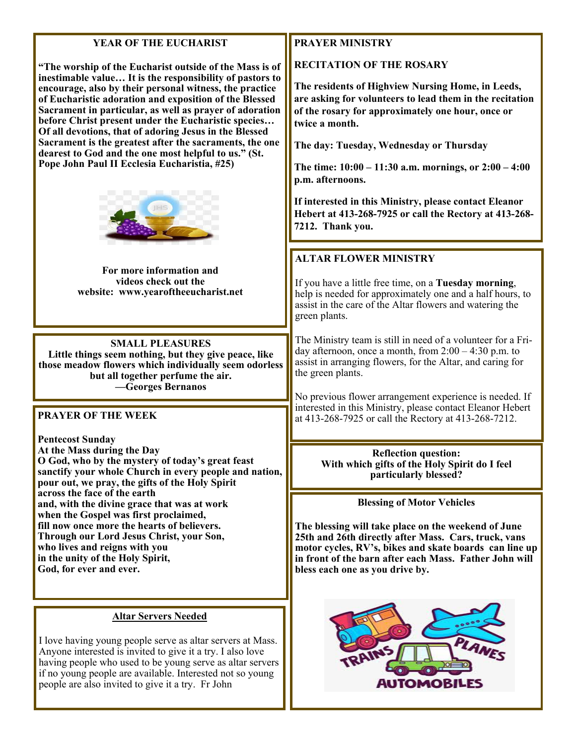## YEAR OF THE EUCHARIST

**"The worship of the Eucharist outside of the Mass is of inestimable value… It is the responsibility of pastors to encourage, also by their personal witness, the practice of Eucharistic adoration and exposition of the Blessed Sacrament in particular, as well as prayer of adoration before Christ present under the Eucharistic species… Of all devotions, that of adoring Jesus in the Blessed Sacrament is the greatest after the sacraments, the one dearest to God and the one most helpful to us." (St. Pope John Paul II Ecclesia Eucharistia, #25)**

**For more information and videos check out the website: www.yearoftheeucharist.net**

## SMALL PLEASURES

**Little things seem nothing, but they give peace, like those meadow flowers which individually seem odorless but all together perfume the air.**
**—Georges Bernanos**

## PRAYER OF THE WEEK

**Pentecost Sunday**
**At the Mass during the Day**
**O God, who by the mystery of today's great feast**
**sanctify your whole Church in every people and nation,**
**pour out, we pray, the gifts of the Holy Spirit**
**across the face of the earth**
**and, with the divine grace that was at work**
**when the Gospel was first proclaimed,**
**fill now once more the hearts of believers.**
**Through our Lord Jesus Christ, your Son,**
**who lives and reigns with you**
**in the unity of the Holy Spirit,**
**God, for ever and ever.**

## Altar Servers Needed

I love having young people serve as altar servers at Mass. Anyone interested is invited to give it a try. I also love having people who used to be young serve as altar servers if no young people are available. Interested not so young people are also invited to give it a try. Fr John

## PRAYER MINISTRY

### RECITATION OF THE ROSARY

**The residents of Highview Nursing Home, in Leeds, are asking for volunteers to lead them in the recitation of the rosary for approximately one hour, once or twice a month.**

**The day: Tuesday, Wednesday or Thursday**

**The time: 10:00 – 11:30 a.m. mornings, or 2:00 – 4:00 p.m. afternoons.**

**If interested in this Ministry, please contact Eleanor Hebert at 413-268-7925 or call the Rectory at 413-268-7212. Thank you.**

## ALTAR FLOWER MINISTRY

If you have a little free time, on a **Tuesday morning**, help is needed for approximately one and a half hours, to assist in the care of the Altar flowers and watering the green plants.

The Ministry team is still in need of a volunteer for a Friday afternoon, once a month, from 2:00 – 4:30 p.m. to assist in arranging flowers, for the Altar, and caring for the green plants.

No previous flower arrangement experience is needed. If interested in this Ministry, please contact Eleanor Hebert at 413-268-7925 or call the Rectory at 413-268-7212.

**Reflection question:**
**With which gifts of the Holy Spirit do I feel particularly blessed?**

## Blessing of Motor Vehicles

**The blessing will take place on the weekend of June 25th and 26th directly after Mass. Cars, truck, vans motor cycles, RV's, bikes and skate boards can line up in front of the barn after each Mass. Father John will bless each one as you drive by.**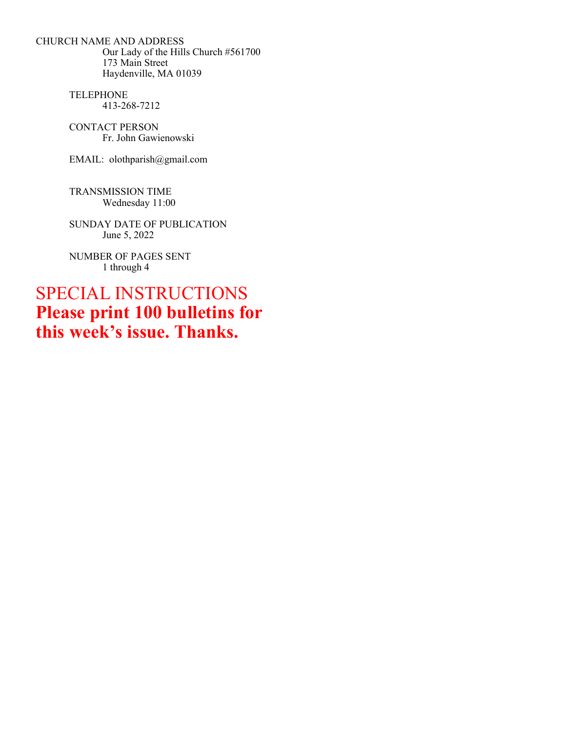CHURCH NAME AND ADDRESS

Our Lady of the Hills Church #561700
173 Main Street
Haydenville, MA 01039

TELEPHONE

413-268-7212

CONTACT PERSON

Fr. John Gawienowski

EMAIL: olothparish@gmail.com

TRANSMISSION TIME

Wednesday 11:00

SUNDAY DATE OF PUBLICATION

June 5, 2022

NUMBER OF PAGES SENT

1 through 4

# SPECIAL INSTRUCTIONS

**Please print 100 bulletins for this week's issue. Thanks.**